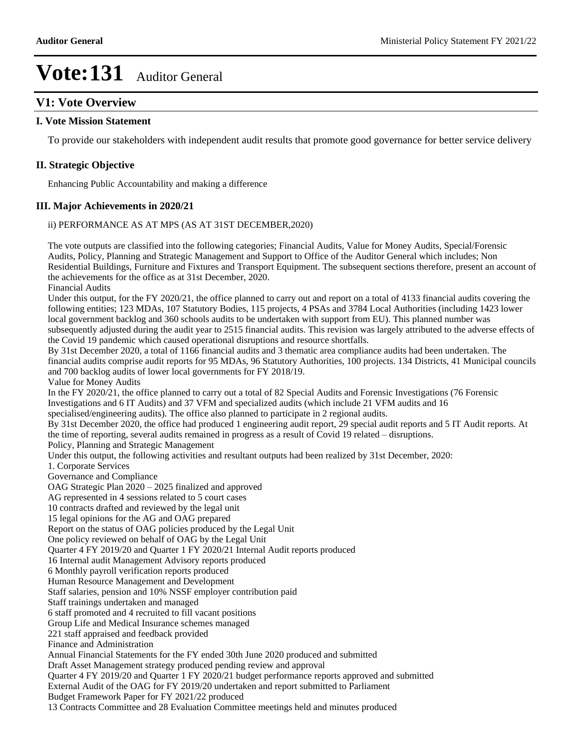# Vote:131 Auditor General

## V1: Vote Overview

### I. Vote Mission Statement

To provide our stakeholders with independent audit results that promote good governance for better service delivery

### II. Strategic Objective

Enhancing Public Accountability and making a difference

### III. Major Achievements in 2020/21

ii) PERFORMANCE AS AT MPS (AS AT 31ST DECEMBER,2020)

The vote outputs are classified into the following categories; Financial Audits, Value for Money Audits, Special/Forensic Audits, Policy, Planning and Strategic Management and Support to Office of the Auditor General which includes; Non Residential Buildings, Furniture and Fixtures and Transport Equipment. The subsequent sections therefore, present an account of the achievements for the office as at 31st December, 2020.

Financial Audits

Under this output, for the FY 2020/21, the office planned to carry out and report on a total of 4133 financial audits covering the following entities; 123 MDAs, 107 Statutory Bodies, 115 projects, 4 PSAs and 3784 Local Authorities (including 1423 lower local government backlog and 360 schools audits to be undertaken with support from EU). This planned number was subsequently adjusted during the audit year to 2515 financial audits. This revision was largely attributed to the adverse effects of the Covid 19 pandemic which caused operational disruptions and resource shortfalls.

By 31st December 2020, a total of 1166 financial audits and 3 thematic area compliance audits had been undertaken. The financial audits comprise audit reports for 95 MDAs, 96 Statutory Authorities, 100 projects. 134 Districts, 41 Municipal councils and 700 backlog audits of lower local governments for FY 2018/19.

Value for Money Audits

In the FY 2020/21, the office planned to carry out a total of 82 Special Audits and Forensic Investigations (76 Forensic Investigations and 6 IT Audits) and 37 VFM and specialized audits (which include 21 VFM audits and 16 specialised/engineering audits). The office also planned to participate in 2 regional audits.

By 31st December 2020, the office had produced 1 engineering audit report, 29 special audit reports and 5 IT Audit reports. At the time of reporting, several audits remained in progress as a result of Covid 19 related – disruptions.

Policy, Planning and Strategic Management

Under this output, the following activities and resultant outputs had been realized by 31st December, 2020:

1. Corporate Services

Governance and Compliance

OAG Strategic Plan 2020 – 2025 finalized and approved

AG represented in 4 sessions related to 5 court cases

10 contracts drafted and reviewed by the legal unit

15 legal opinions for the AG and OAG prepared

Report on the status of OAG policies produced by the Legal Unit

One policy reviewed on behalf of OAG by the Legal Unit

Quarter 4 FY 2019/20 and Quarter 1 FY 2020/21 Internal Audit reports produced

16 Internal audit Management Advisory reports produced

6 Monthly payroll verification reports produced

Human Resource Management and Development

Staff salaries, pension and 10% NSSF employer contribution paid

Staff trainings undertaken and managed

6 staff promoted and 4 recruited to fill vacant positions

Group Life and Medical Insurance schemes managed

221 staff appraised and feedback provided

Finance and Administration

Annual Financial Statements for the FY ended 30th June 2020 produced and submitted

Draft Asset Management strategy produced pending review and approval

Quarter 4 FY 2019/20 and Quarter 1 FY 2020/21 budget performance reports approved and submitted

External Audit of the OAG for FY 2019/20 undertaken and report submitted to Parliament

Budget Framework Paper for FY 2021/22 produced

13 Contracts Committee and 28 Evaluation Committee meetings held and minutes produced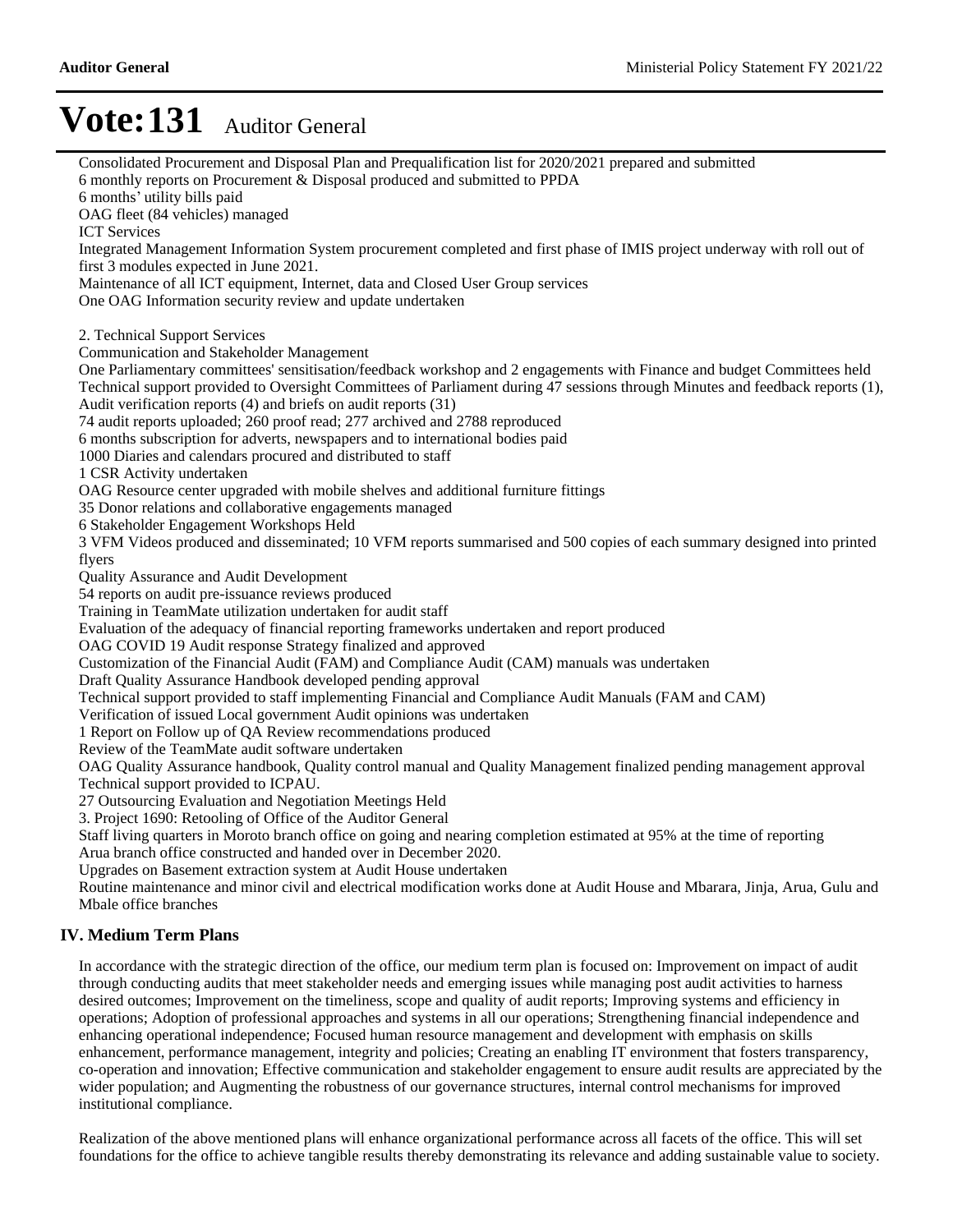# Vote:131 Auditor General

Consolidated Procurement and Disposal Plan and Prequalification list for 2020/2021 prepared and submitted
6 monthly reports on Procurement & Disposal produced and submitted to PPDA
6 months' utility bills paid
OAG fleet (84 vehicles) managed
ICT Services
Integrated Management Information System procurement completed and first phase of IMIS project underway with roll out of first 3 modules expected in June 2021.
Maintenance of all ICT equipment, Internet, data and Closed User Group services
One OAG Information security review and update undertaken

2. Technical Support Services
Communication and Stakeholder Management
One Parliamentary committees' sensitisation/feedback workshop and 2 engagements with Finance and budget Committees held
Technical support provided to Oversight Committees of Parliament during 47 sessions through Minutes and feedback reports (1), Audit verification reports (4) and briefs on audit reports (31)
74 audit reports uploaded; 260 proof read; 277 archived and 2788 reproduced
6 months subscription for adverts, newspapers and to international bodies paid
1000 Diaries and calendars procured and distributed to staff
1 CSR Activity undertaken
OAG Resource center upgraded with mobile shelves and additional furniture fittings
35 Donor relations and collaborative engagements managed
6 Stakeholder Engagement Workshops Held
3 VFM Videos produced and disseminated; 10 VFM reports summarised and 500 copies of each summary designed into printed flyers
Quality Assurance and Audit Development
54 reports on audit pre-issuance reviews produced
Training in TeamMate utilization undertaken for audit staff
Evaluation of the adequacy of financial reporting frameworks undertaken and report produced
OAG COVID 19 Audit response Strategy finalized and approved
Customization of the Financial Audit (FAM) and Compliance Audit (CAM) manuals was undertaken
Draft Quality Assurance Handbook developed pending approval
Technical support provided to staff implementing Financial and Compliance Audit Manuals (FAM and CAM)
Verification of issued Local government Audit opinions was undertaken
1 Report on Follow up of QA Review recommendations produced
Review of the TeamMate audit software undertaken
OAG Quality Assurance handbook, Quality control manual and Quality Management finalized pending management approval
Technical support provided to ICPAU.
27 Outsourcing Evaluation and Negotiation Meetings Held
3. Project 1690: Retooling of Office of the Auditor General
Staff living quarters in Moroto branch office on going and nearing completion estimated at 95% at the time of reporting
Arua branch office constructed and handed over in December 2020.
Upgrades on Basement extraction system at Audit House undertaken
Routine maintenance and minor civil and electrical modification works done at Audit House and Mbarara, Jinja, Arua, Gulu and Mbale office branches

## IV. Medium Term Plans

In accordance with the strategic direction of the office, our medium term plan is focused on: Improvement on impact of audit through conducting audits that meet stakeholder needs and emerging issues while managing post audit activities to harness desired outcomes; Improvement on the timeliness, scope and quality of audit reports; Improving systems and efficiency in operations; Adoption of professional approaches and systems in all our operations; Strengthening financial independence and enhancing operational independence; Focused human resource management and development with emphasis on skills enhancement, performance management, integrity and policies; Creating an enabling IT environment that fosters transparency, co-operation and innovation; Effective communication and stakeholder engagement to ensure audit results are appreciated by the wider population; and Augmenting the robustness of our governance structures, internal control mechanisms for improved institutional compliance.

Realization of the above mentioned plans will enhance organizational performance across all facets of the office. This will set foundations for the office to achieve tangible results thereby demonstrating its relevance and adding sustainable value to society.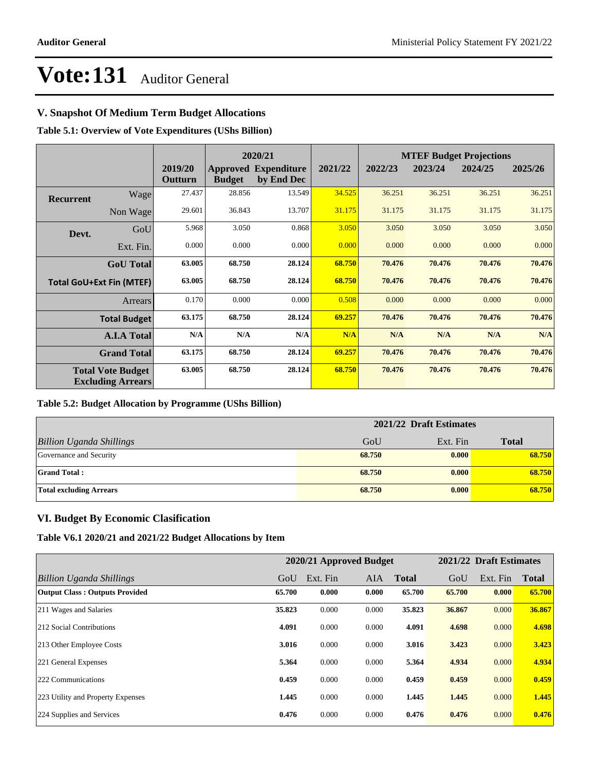# Vote:131 Auditor General

## V. Snapshot Of Medium Term Budget Allocations

**Table 5.1: Overview of Vote Expenditures (UShs Billion)**

| | | | 2020/21 | | | MTEF Budget Projections | | | |
|---|---|---|---|---|---|---|---|---|---|
| | | 2019/20 Outturn | Approved Budget | Expenditure by End Dec | 2021/22 | 2022/23 | 2023/24 | 2024/25 | 2025/26 |
| **Recurrent** | Wage | 27.437 | 28.856 | 13.549 | 34.525 | 36.251 | 36.251 | 36.251 | 36.251 |
| | Non Wage | 29.601 | 36.843 | 13.707 | 31.175 | 31.175 | 31.175 | 31.175 | 31.175 |
| **Devt.** | GoU | 5.968 | 3.050 | 0.868 | 3.050 | 3.050 | 3.050 | 3.050 | 3.050 |
| | Ext. Fin. | 0.000 | 0.000 | 0.000 | 0.000 | 0.000 | 0.000 | 0.000 | 0.000 |
| | **GoU Total** | **63.005** | **68.750** | **28.124** | **68.750** | **70.476** | **70.476** | **70.476** | **70.476** |
| **Total GoU+Ext Fin (MTEF)** | | **63.005** | **68.750** | **28.124** | **68.750** | **70.476** | **70.476** | **70.476** | **70.476** |
| | Arrears | 0.170 | 0.000 | 0.000 | 0.508 | 0.000 | 0.000 | 0.000 | 0.000 |
| | **Total Budget** | **63.175** | **68.750** | **28.124** | **69.257** | **70.476** | **70.476** | **70.476** | **70.476** |
| | **A.I.A Total** | **N/A** | **N/A** | **N/A** | **N/A** | **N/A** | **N/A** | **N/A** | **N/A** |
| | **Grand Total** | **63.175** | **68.750** | **28.124** | **69.257** | **70.476** | **70.476** | **70.476** | **70.476** |
| **Total Vote Budget Excluding Arrears** | | **63.005** | **68.750** | **28.124** | **68.750** | **70.476** | **70.476** | **70.476** | **70.476** |

**Table 5.2: Budget Allocation by Programme (UShs Billion)**

| | 2021/22 Draft Estimates | | |
|---|---|---|---|
| *Billion Uganda Shillings* | GoU | Ext. Fin | **Total** |
| Governance and Security | **68.750** | **0.000** | **68.750** |
| **Grand Total :** | **68.750** | **0.000** | **68.750** |
| **Total excluding Arrears** | **68.750** | **0.000** | **68.750** |

## VI. Budget By Economic Clasification

**Table V6.1 2020/21 and 2021/22 Budget Allocations by Item**

| | 2020/21 Approved Budget | | | | 2021/22 Draft Estimates | | |
|---|---|---|---|---|---|---|---|
| *Billion Uganda Shillings* | GoU | Ext. Fin | AIA | **Total** | GoU | Ext. Fin | **Total** |
| **Output Class : Outputs Provided** | **65.700** | **0.000** | **0.000** | **65.700** | **65.700** | **0.000** | **65.700** |
| 211 Wages and Salaries | **35.823** | 0.000 | 0.000 | **35.823** | **36.867** | 0.000 | **36.867** |
| 212 Social Contributions | **4.091** | 0.000 | 0.000 | **4.091** | **4.698** | 0.000 | **4.698** |
| 213 Other Employee Costs | **3.016** | 0.000 | 0.000 | **3.016** | **3.423** | 0.000 | **3.423** |
| 221 General Expenses | **5.364** | 0.000 | 0.000 | **5.364** | **4.934** | 0.000 | **4.934** |
| 222 Communications | **0.459** | 0.000 | 0.000 | **0.459** | **0.459** | 0.000 | **0.459** |
| 223 Utility and Property Expenses | **1.445** | 0.000 | 0.000 | **1.445** | **1.445** | 0.000 | **1.445** |
| 224 Supplies and Services | **0.476** | 0.000 | 0.000 | **0.476** | **0.476** | 0.000 | **0.476** |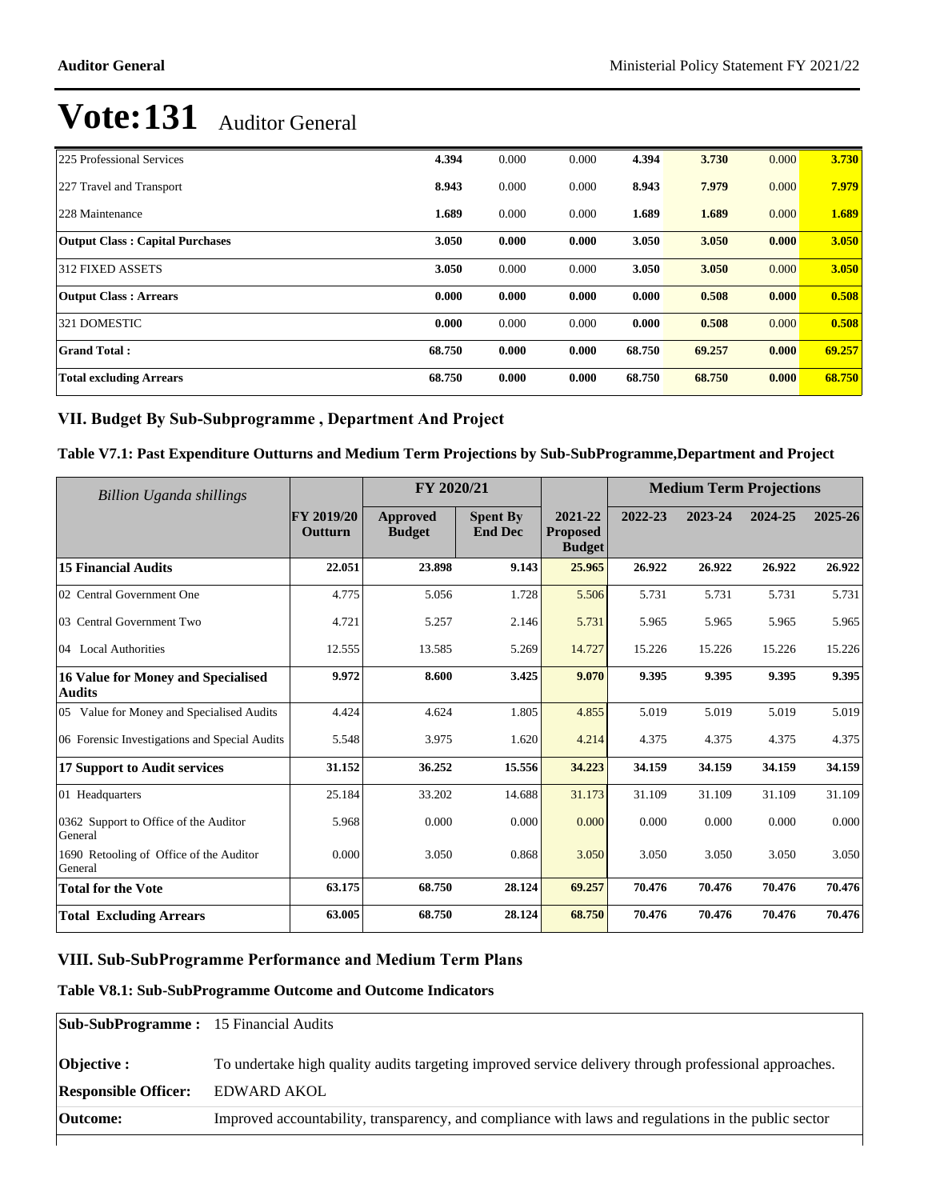# Vote:131 Auditor General

| | | | | | | | |
|---|---|---|---|---|---|---|---|
| 225 Professional Services | **4.394** | 0.000 | 0.000 | **4.394** | **3.730** | 0.000 | **3.730** |
| 227 Travel and Transport | **8.943** | 0.000 | 0.000 | **8.943** | **7.979** | 0.000 | **7.979** |
| 228 Maintenance | **1.689** | 0.000 | 0.000 | **1.689** | **1.689** | 0.000 | **1.689** |
| **Output Class : Capital Purchases** | **3.050** | **0.000** | **0.000** | **3.050** | **3.050** | **0.000** | **3.050** |
| 312 FIXED ASSETS | **3.050** | 0.000 | 0.000 | **3.050** | **3.050** | 0.000 | **3.050** |
| **Output Class : Arrears** | **0.000** | **0.000** | **0.000** | **0.000** | **0.508** | **0.000** | **0.508** |
| 321 DOMESTIC | **0.000** | 0.000 | 0.000 | **0.000** | **0.508** | 0.000 | **0.508** |
| **Grand Total :** | **68.750** | **0.000** | **0.000** | **68.750** | **69.257** | **0.000** | **69.257** |
| **Total excluding Arrears** | **68.750** | **0.000** | **0.000** | **68.750** | **68.750** | **0.000** | **68.750** |

## VII. Budget By Sub-Subprogramme , Department And Project

### Table V7.1: Past Expenditure Outturns and Medium Term Projections by Sub-SubProgramme,Department and Project

| *Billion Uganda shillings* | | FY 2020/21 | | | Medium Term Projections | | | |
|---|---|---|---|---|---|---|---|---|
| | **FY 2019/20 Outturn** | **Approved Budget** | **Spent By End Dec** | **2021-22 Proposed Budget** | **2022-23** | **2023-24** | **2024-25** | **2025-26** |
| **15 Financial Audits** | **22.051** | **23.898** | **9.143** | **25.965** | **26.922** | **26.922** | **26.922** | **26.922** |
| 02 Central Government One | 4.775 | 5.056 | 1.728 | 5.506 | 5.731 | 5.731 | 5.731 | 5.731 |
| 03 Central Government Two | 4.721 | 5.257 | 2.146 | 5.731 | 5.965 | 5.965 | 5.965 | 5.965 |
| 04 Local Authorities | 12.555 | 13.585 | 5.269 | 14.727 | 15.226 | 15.226 | 15.226 | 15.226 |
| **16 Value for Money and Specialised Audits** | **9.972** | **8.600** | **3.425** | **9.070** | **9.395** | **9.395** | **9.395** | **9.395** |
| 05 Value for Money and Specialised Audits | 4.424 | 4.624 | 1.805 | 4.855 | 5.019 | 5.019 | 5.019 | 5.019 |
| 06 Forensic Investigations and Special Audits | 5.548 | 3.975 | 1.620 | 4.214 | 4.375 | 4.375 | 4.375 | 4.375 |
| **17 Support to Audit services** | **31.152** | **36.252** | **15.556** | **34.223** | **34.159** | **34.159** | **34.159** | **34.159** |
| 01 Headquarters | 25.184 | 33.202 | 14.688 | 31.173 | 31.109 | 31.109 | 31.109 | 31.109 |
| 0362 Support to Office of the Auditor General | 5.968 | 0.000 | 0.000 | 0.000 | 0.000 | 0.000 | 0.000 | 0.000 |
| 1690 Retooling of Office of the Auditor General | 0.000 | 3.050 | 0.868 | 3.050 | 3.050 | 3.050 | 3.050 | 3.050 |
| **Total for the Vote** | **63.175** | **68.750** | **28.124** | **69.257** | **70.476** | **70.476** | **70.476** | **70.476** |
| **Total Excluding Arrears** | **63.005** | **68.750** | **28.124** | **68.750** | **70.476** | **70.476** | **70.476** | **70.476** |

## VIII. Sub-SubProgramme Performance and Medium Term Plans

### Table V8.1: Sub-SubProgramme Outcome and Outcome Indicators

| | |
|---|---|
| **Sub-SubProgramme :** | 15 Financial Audits |
| **Objective :** | To undertake high quality audits targeting improved service delivery through professional approaches. |
| **Responsible Officer:** | EDWARD AKOL |
| **Outcome:** | Improved accountability, transparency, and compliance with laws and regulations in the public sector |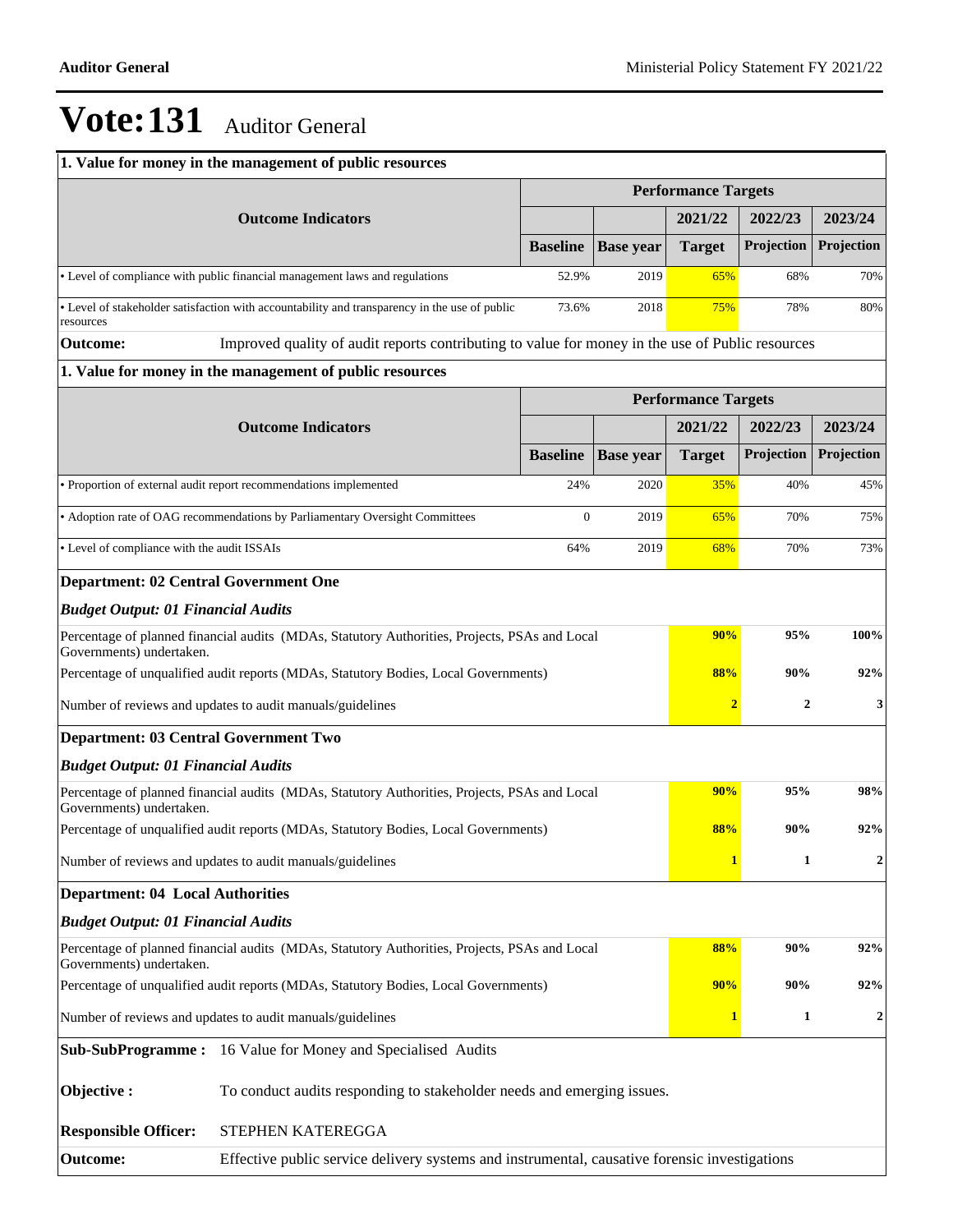# Vote:131 Auditor General

**1. Value for money in the management of public resources**

| Outcome Indicators | Performance Targets | | | | |
|---|---|---|---|---|---|
| | | | 2021/22 | 2022/23 | 2023/24 |
| | Baseline | Base year | Target | Projection | Projection |
| • Level of compliance with public financial management laws and regulations | 52.9% | 2019 | 65% | 68% | 70% |
| • Level of stakeholder satisfaction with accountability and transparency in the use of public resources | 73.6% | 2018 | 75% | 78% | 80% |

**Outcome:** Improved quality of audit reports contributing to value for money in the use of Public resources

**1. Value for money in the management of public resources**

| Outcome Indicators | Performance Targets | | | | |
|---|---|---|---|---|---|
| | | | 2021/22 | 2022/23 | 2023/24 |
| | Baseline | Base year | Target | Projection | Projection |
| • Proportion of external audit report recommendations implemented | 24% | 2020 | 35% | 40% | 45% |
| • Adoption rate of OAG recommendations by Parliamentary Oversight Committees | 0 | 2019 | 65% | 70% | 75% |
| • Level of compliance with the audit ISSAIs | 64% | 2019 | 68% | 70% | 73% |

**Department: 02 Central Government One**

***Budget Output: 01 Financial Audits***

| | 2021/22 | 2022/23 | 2023/24 |
|---|---|---|---|
| Percentage of planned financial audits (MDAs, Statutory Authorities, Projects, PSAs and Local Governments) undertaken. | **90%** | **95%** | **100%** |
| Percentage of unqualified audit reports (MDAs, Statutory Bodies, Local Governments) | **88%** | **90%** | **92%** |
| Number of reviews and updates to audit manuals/guidelines | **2** | **2** | **3** |

**Department: 03 Central Government Two**

***Budget Output: 01 Financial Audits***

| | 2021/22 | 2022/23 | 2023/24 |
|---|---|---|---|
| Percentage of planned financial audits (MDAs, Statutory Authorities, Projects, PSAs and Local Governments) undertaken. | **90%** | **95%** | **98%** |
| Percentage of unqualified audit reports (MDAs, Statutory Bodies, Local Governments) | **88%** | **90%** | **92%** |
| Number of reviews and updates to audit manuals/guidelines | **1** | **1** | **2** |

**Department: 04 Local Authorities**

***Budget Output: 01 Financial Audits***

| | 2021/22 | 2022/23 | 2023/24 |
|---|---|---|---|
| Percentage of planned financial audits (MDAs, Statutory Authorities, Projects, PSAs and Local Governments) undertaken. | **88%** | **90%** | **92%** |
| Percentage of unqualified audit reports (MDAs, Statutory Bodies, Local Governments) | **90%** | **90%** | **92%** |
| Number of reviews and updates to audit manuals/guidelines | **1** | **1** | **2** |

**Sub-SubProgramme :** 16 Value for Money and Specialised Audits

**Objective :** To conduct audits responding to stakeholder needs and emerging issues.

**Responsible Officer:** STEPHEN KATEREGGA

**Outcome:** Effective public service delivery systems and instrumental, causative forensic investigations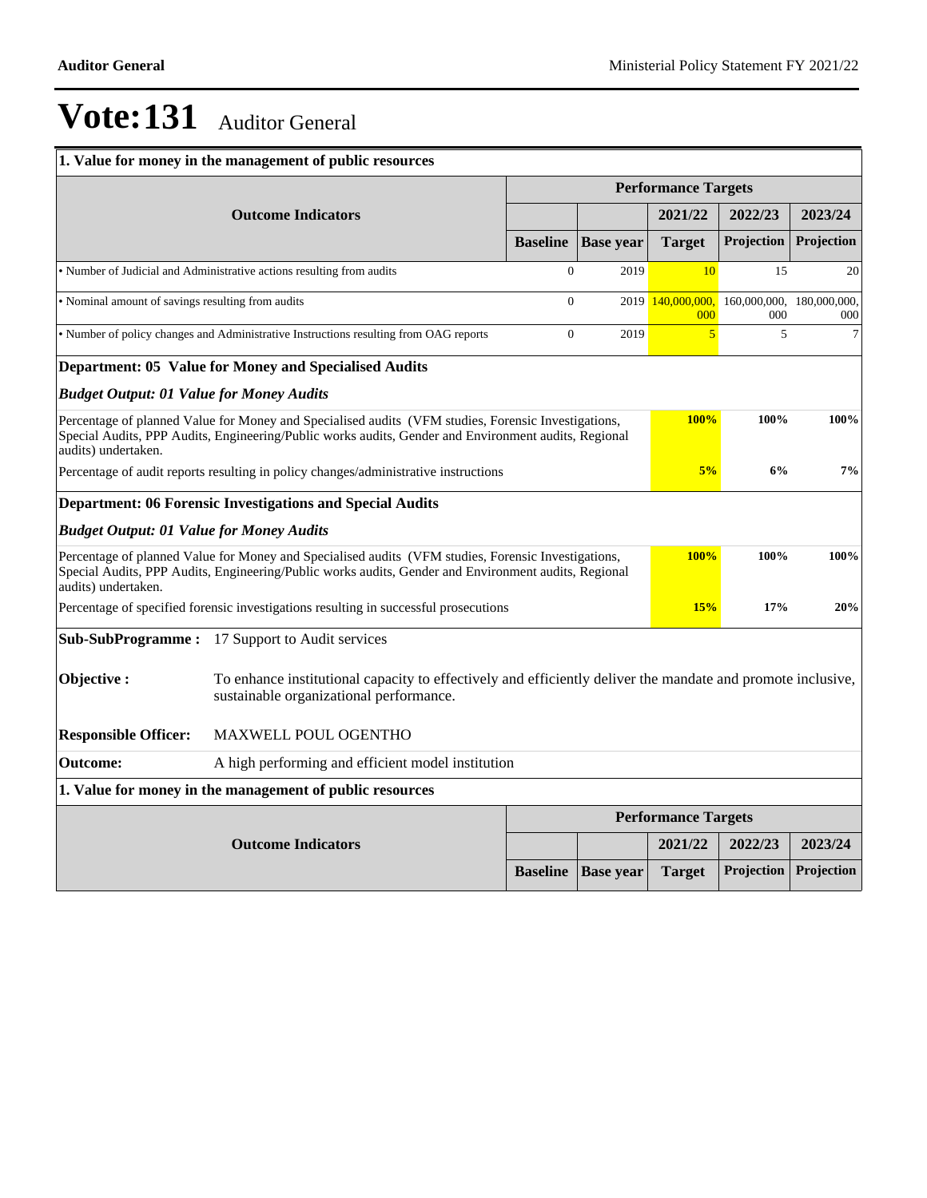# Vote:131 Auditor General

| 1. Value for money in the management of public resources | | | | | |
|---|---|---|---|---|---|
| | | | Performance Targets | | |
| Outcome Indicators | | | 2021/22 | 2022/23 | 2023/24 |
| | Baseline | Base year | Target | Projection | Projection |
| • Number of Judicial and Administrative actions resulting from audits | 0 | 2019 | 10 | 15 | 20 |
| • Nominal amount of savings resulting from audits | 0 | 2019 | 140,000,000,000 | 160,000,000,000 | 180,000,000,000 |
| • Number of policy changes and Administrative Instructions resulting from OAG reports | 0 | 2019 | 5 | 5 | 7 |

**Department: 05 Value for Money and Specialised Audits**

***Budget Output: 01 Value for Money Audits***

| | 2021/22 Target | 2022/23 Projection | 2023/24 Projection |
|---|---|---|---|
| Percentage of planned Value for Money and Specialised audits (VFM studies, Forensic Investigations, Special Audits, PPP Audits, Engineering/Public works audits, Gender and Environment audits, Regional audits) undertaken. | 100% | 100% | 100% |
| Percentage of audit reports resulting in policy changes/administrative instructions | 5% | 6% | 7% |

**Department: 06 Forensic Investigations and Special Audits**

***Budget Output: 01 Value for Money Audits***

| | 2021/22 Target | 2022/23 Projection | 2023/24 Projection |
|---|---|---|---|
| Percentage of planned Value for Money and Specialised audits (VFM studies, Forensic Investigations, Special Audits, PPP Audits, Engineering/Public works audits, Gender and Environment audits, Regional audits) undertaken. | 100% | 100% | 100% |
| Percentage of specified forensic investigations resulting in successful prosecutions | 15% | 17% | 20% |

**Sub-SubProgramme :** 17 Support to Audit services

**Objective :** To enhance institutional capacity to effectively and efficiently deliver the mandate and promote inclusive, sustainable organizational performance.

**Responsible Officer:** MAXWELL POUL OGENTHO

**Outcome:** A high performing and efficient model institution

| 1. Value for money in the management of public resources | | | | | |
|---|---|---|---|---|---|
| | | | Performance Targets | | |
| Outcome Indicators | | | 2021/22 | 2022/23 | 2023/24 |
| | Baseline | Base year | Target | Projection | Projection |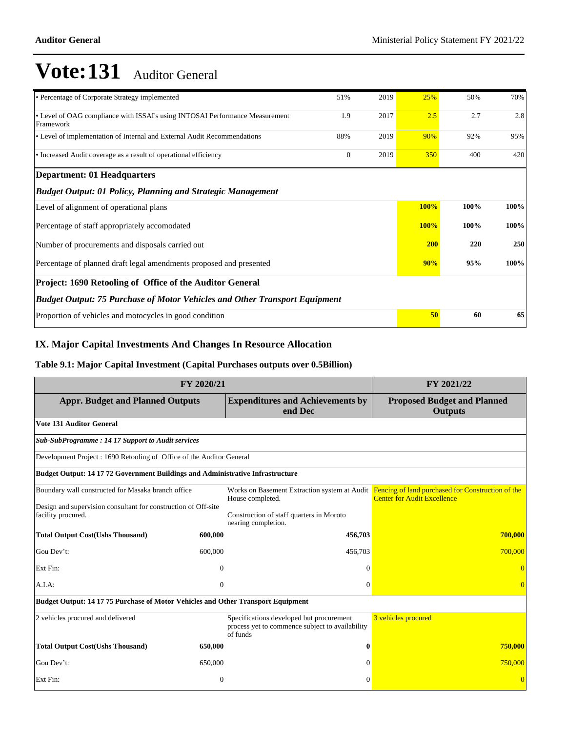# Vote:131 Auditor General

| | | | | | |
|---|---|---|---|---|---|
| • Percentage of Corporate Strategy implemented | 51% | 2019 | 25% | 50% | 70% |
| • Level of OAG compliance with ISSAI's using INTOSAI Performance Measurement Framework | 1.9 | 2017 | 2.5 | 2.7 | 2.8 |
| • Level of implementation of Internal and External Audit Recommendations | 88% | 2019 | 90% | 92% | 95% |
| • Increased Audit coverage as a result of operational efficiency | 0 | 2019 | 350 | 400 | 420 |
| **Department: 01 Headquarters** | | | | | |
| ***Budget Output: 01 Policy, Planning and Strategic Management*** | | | | | |
| Level of alignment of operational plans | | | **100%** | **100%** | **100%** |
| Percentage of staff appropriately accomodated | | | **100%** | **100%** | **100%** |
| Number of procurements and disposals carried out | | | **200** | **220** | **250** |
| Percentage of planned draft legal amendments proposed and presented | | | **90%** | **95%** | **100%** |
| **Project: 1690 Retooling of Office of the Auditor General** | | | | | |
| ***Budget Output: 75 Purchase of Motor Vehicles and Other Transport Equipment*** | | | | | |
| Proportion of vehicles and motocycles in good condition | | | **50** | **60** | **65** |

## IX. Major Capital Investments And Changes In Resource Allocation

### Table 9.1: Major Capital Investment (Capital Purchases outputs over 0.5Billion)

| FY 2020/21 | | | FY 2021/22 |
|---|---|---|---|
| **Appr. Budget and Planned Outputs** | | **Expenditures and Achievements by end Dec** | **Proposed Budget and Planned Outputs** |
| **Vote 131 Auditor General** | | | |
| ***Sub-SubProgramme : 14 17 Support to Audit services*** | | | |
| Development Project : 1690 Retooling of Office of the Auditor General | | | |
| **Budget Output: 14 17 72 Government Buildings and Administrative Infrastructure** | | | |
| Boundary wall constructed for Masaka branch office<br><br>Design and supervision consultant for construction of Off-site facility procured. | | Works on Basement Extraction system at Audit House completed.<br><br>Construction of staff quarters in Moroto nearing completion. | Fencing of land purchased for Construction of the Center for Audit Excellence |
| **Total Output Cost(Ushs Thousand)** | **600,000** | **456,703** | **700,000** |
| Gou Dev't: | 600,000 | 456,703 | 700,000 |
| Ext Fin: | 0 | 0 | 0 |
| A.I.A: | 0 | 0 | 0 |
| **Budget Output: 14 17 75 Purchase of Motor Vehicles and Other Transport Equipment** | | | |
| 2 vehicles procured and delivered | | Specifications developed but procurement process yet to commence subject to availability of funds | 3 vehicles procured |
| **Total Output Cost(Ushs Thousand)** | **650,000** | **0** | **750,000** |
| Gou Dev't: | 650,000 | 0 | 750,000 |
| Ext Fin: | 0 | 0 | 0 |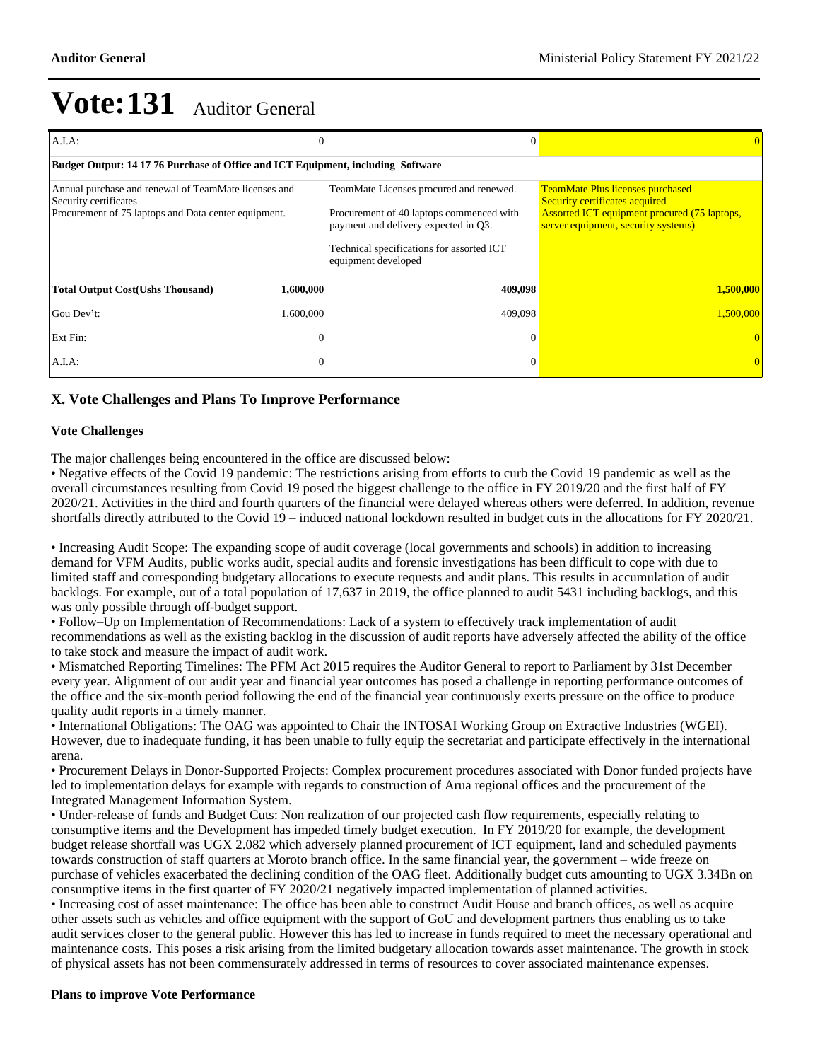# Vote:131 Auditor General

| | | | |
|---|---|---|---|
| A.I.A: | 0 | 0 | 0 |
| **Budget Output: 14 17 76 Purchase of Office and ICT Equipment, including Software** | | | |
| Annual purchase and renewal of TeamMate licenses and Security certificates<br>Procurement of 75 laptops and Data center equipment. | | TeamMate Licenses procured and renewed.<br><br>Procurement of 40 laptops commenced with payment and delivery expected in Q3.<br><br>Technical specifications for assorted ICT equipment developed | TeamMate Plus licenses purchased<br>Security certificates acquired<br>Assorted ICT equipment procured (75 laptops, server equipment, security systems) |
| **Total Output Cost(Ushs Thousand)** | **1,600,000** | **409,098** | **1,500,000** |
| Gou Dev't: | 1,600,000 | 409,098 | 1,500,000 |
| Ext Fin: | 0 | 0 | 0 |
| A.I.A: | 0 | 0 | 0 |

## X. Vote Challenges and Plans To Improve Performance

### Vote Challenges

The major challenges being encountered in the office are discussed below:

• Negative effects of the Covid 19 pandemic: The restrictions arising from efforts to curb the Covid 19 pandemic as well as the overall circumstances resulting from Covid 19 posed the biggest challenge to the office in FY 2019/20 and the first half of FY 2020/21. Activities in the third and fourth quarters of the financial were delayed whereas others were deferred. In addition, revenue shortfalls directly attributed to the Covid 19 – induced national lockdown resulted in budget cuts in the allocations for FY 2020/21.

• Increasing Audit Scope: The expanding scope of audit coverage (local governments and schools) in addition to increasing demand for VFM Audits, public works audit, special audits and forensic investigations has been difficult to cope with due to limited staff and corresponding budgetary allocations to execute requests and audit plans. This results in accumulation of audit backlogs. For example, out of a total population of 17,637 in 2019, the office planned to audit 5431 including backlogs, and this was only possible through off-budget support.

• Follow–Up on Implementation of Recommendations: Lack of a system to effectively track implementation of audit recommendations as well as the existing backlog in the discussion of audit reports have adversely affected the ability of the office to take stock and measure the impact of audit work.

• Mismatched Reporting Timelines: The PFM Act 2015 requires the Auditor General to report to Parliament by 31st December every year. Alignment of our audit year and financial year outcomes has posed a challenge in reporting performance outcomes of the office and the six-month period following the end of the financial year continuously exerts pressure on the office to produce quality audit reports in a timely manner.

• International Obligations: The OAG was appointed to Chair the INTOSAI Working Group on Extractive Industries (WGEI). However, due to inadequate funding, it has been unable to fully equip the secretariat and participate effectively in the international arena.

• Procurement Delays in Donor-Supported Projects: Complex procurement procedures associated with Donor funded projects have led to implementation delays for example with regards to construction of Arua regional offices and the procurement of the Integrated Management Information System.

• Under-release of Funds and Budget Cuts: Non realization of our projected cash flow requirements, especially relating to consumptive items and the Development has impeded timely budget execution. In FY 2019/20 for example, the development budget release shortfall was UGX 2.082 which adversely planned procurement of ICT equipment, land and scheduled payments towards construction of staff quarters at Moroto branch office. In the same financial year, the government – wide freeze on purchase of vehicles exacerbated the declining condition of the OAG fleet. Additionally budget cuts amounting to UGX 3.34Bn on consumptive items in the first quarter of FY 2020/21 negatively impacted implementation of planned activities.

• Increasing cost of asset maintenance: The office has been able to construct Audit House and branch offices, as well as acquire other assets such as vehicles and office equipment with the support of GoU and development partners thus enabling us to take audit services closer to the general public. However this has led to increase in funds required to meet the necessary operational and maintenance costs. This poses a risk arising from the limited budgetary allocation towards asset maintenance. The growth in stock of physical assets has not been commensurately addressed in terms of resources to cover associated maintenance expenses.

### Plans to improve Vote Performance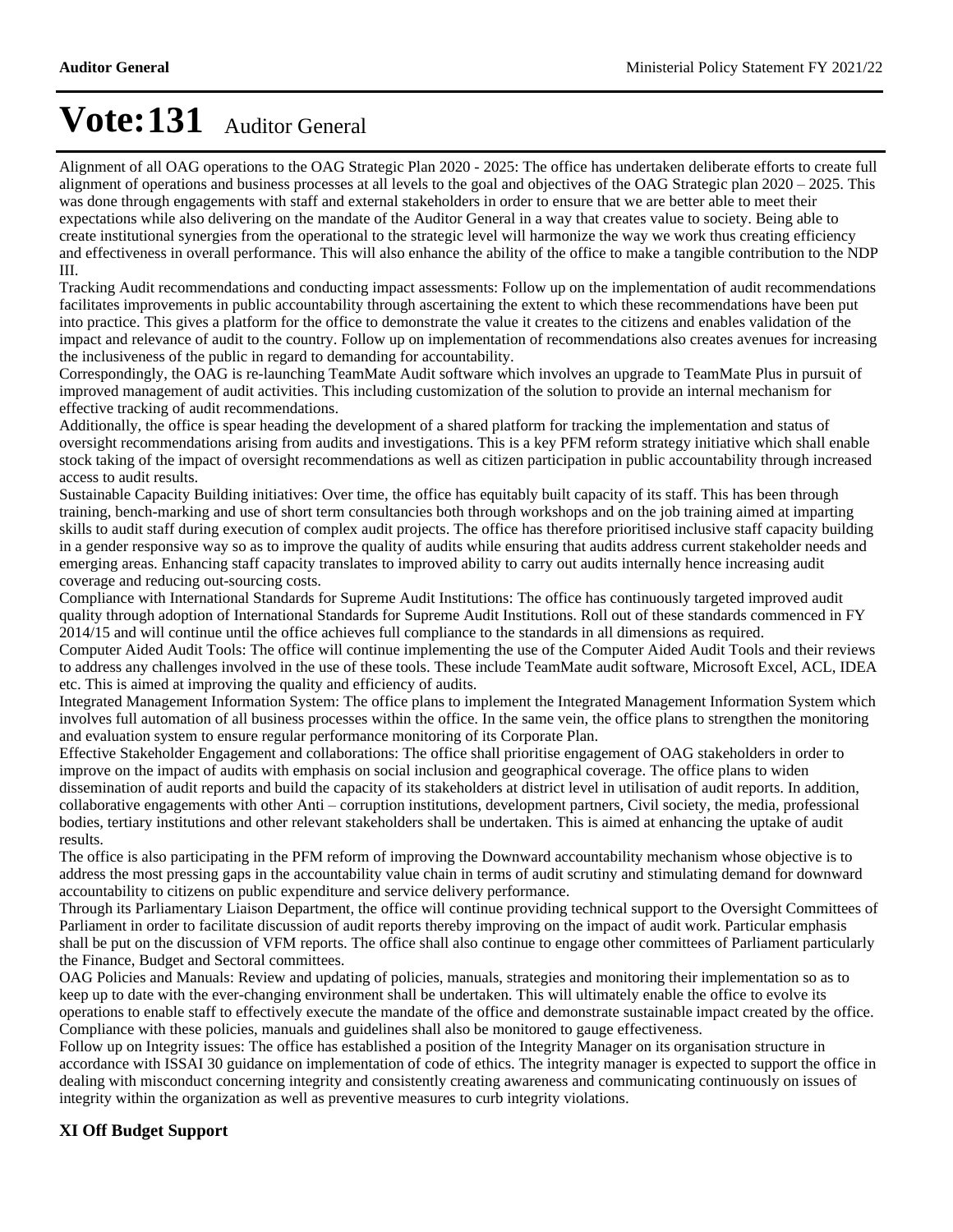# Vote:131 Auditor General

Alignment of all OAG operations to the OAG Strategic Plan 2020 - 2025: The office has undertaken deliberate efforts to create full alignment of operations and business processes at all levels to the goal and objectives of the OAG Strategic plan 2020 – 2025. This was done through engagements with staff and external stakeholders in order to ensure that we are better able to meet their expectations while also delivering on the mandate of the Auditor General in a way that creates value to society. Being able to create institutional synergies from the operational to the strategic level will harmonize the way we work thus creating efficiency and effectiveness in overall performance. This will also enhance the ability of the office to make a tangible contribution to the NDP III.

Tracking Audit recommendations and conducting impact assessments: Follow up on the implementation of audit recommendations facilitates improvements in public accountability through ascertaining the extent to which these recommendations have been put into practice. This gives a platform for the office to demonstrate the value it creates to the citizens and enables validation of the impact and relevance of audit to the country. Follow up on implementation of recommendations also creates avenues for increasing the inclusiveness of the public in regard to demanding for accountability.

Correspondingly, the OAG is re-launching TeamMate Audit software which involves an upgrade to TeamMate Plus in pursuit of improved management of audit activities. This including customization of the solution to provide an internal mechanism for effective tracking of audit recommendations.

Additionally, the office is spear heading the development of a shared platform for tracking the implementation and status of oversight recommendations arising from audits and investigations. This is a key PFM reform strategy initiative which shall enable stock taking of the impact of oversight recommendations as well as citizen participation in public accountability through increased access to audit results.

Sustainable Capacity Building initiatives: Over time, the office has equitably built capacity of its staff. This has been through training, bench-marking and use of short term consultancies both through workshops and on the job training aimed at imparting skills to audit staff during execution of complex audit projects. The office has therefore prioritised inclusive staff capacity building in a gender responsive way so as to improve the quality of audits while ensuring that audits address current stakeholder needs and emerging areas. Enhancing staff capacity translates to improved ability to carry out audits internally hence increasing audit coverage and reducing out-sourcing costs.

Compliance with International Standards for Supreme Audit Institutions: The office has continuously targeted improved audit quality through adoption of International Standards for Supreme Audit Institutions. Roll out of these standards commenced in FY 2014/15 and will continue until the office achieves full compliance to the standards in all dimensions as required.

Computer Aided Audit Tools: The office will continue implementing the use of the Computer Aided Audit Tools and their reviews to address any challenges involved in the use of these tools. These include TeamMate audit software, Microsoft Excel, ACL, IDEA etc. This is aimed at improving the quality and efficiency of audits.

Integrated Management Information System: The office plans to implement the Integrated Management Information System which involves full automation of all business processes within the office. In the same vein, the office plans to strengthen the monitoring and evaluation system to ensure regular performance monitoring of its Corporate Plan.

Effective Stakeholder Engagement and collaborations: The office shall prioritise engagement of OAG stakeholders in order to improve on the impact of audits with emphasis on social inclusion and geographical coverage. The office plans to widen dissemination of audit reports and build the capacity of its stakeholders at district level in utilisation of audit reports. In addition, collaborative engagements with other Anti – corruption institutions, development partners, Civil society, the media, professional bodies, tertiary institutions and other relevant stakeholders shall be undertaken. This is aimed at enhancing the uptake of audit results.

The office is also participating in the PFM reform of improving the Downward accountability mechanism whose objective is to address the most pressing gaps in the accountability value chain in terms of audit scrutiny and stimulating demand for downward accountability to citizens on public expenditure and service delivery performance.

Through its Parliamentary Liaison Department, the office will continue providing technical support to the Oversight Committees of Parliament in order to facilitate discussion of audit reports thereby improving on the impact of audit work. Particular emphasis shall be put on the discussion of VFM reports. The office shall also continue to engage other committees of Parliament particularly the Finance, Budget and Sectoral committees.

OAG Policies and Manuals: Review and updating of policies, manuals, strategies and monitoring their implementation so as to keep up to date with the ever-changing environment shall be undertaken. This will ultimately enable the office to evolve its operations to enable staff to effectively execute the mandate of the office and demonstrate sustainable impact created by the office. Compliance with these policies, manuals and guidelines shall also be monitored to gauge effectiveness.

Follow up on Integrity issues: The office has established a position of the Integrity Manager on its organisation structure in accordance with ISSAI 30 guidance on implementation of code of ethics. The integrity manager is expected to support the office in dealing with misconduct concerning integrity and consistently creating awareness and communicating continuously on issues of integrity within the organization as well as preventive measures to curb integrity violations.

## XI Off Budget Support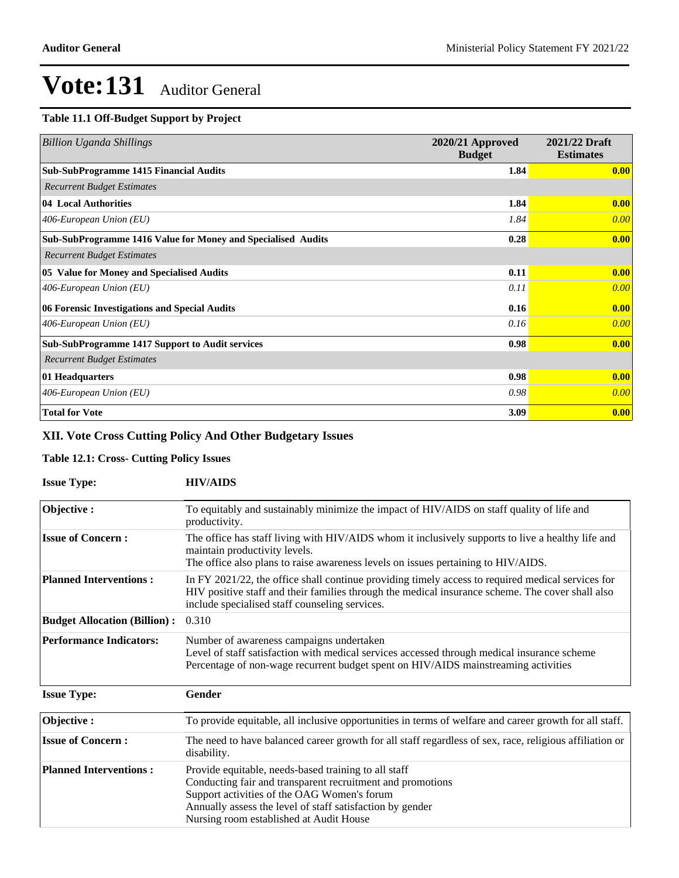# Vote:131 Auditor General

### Table 11.1 Off-Budget Support by Project

| *Billion Uganda Shillings* | 2020/21 Approved Budget | 2021/22 Draft Estimates |
|---|---|---|
| **Sub-SubProgramme 1415 Financial Audits** | **1.84** | **0.00** |
| *Recurrent Budget Estimates* | | |
| **04 Local Authorities** | **1.84** | **0.00** |
| *406-European Union (EU)* | *1.84* | *0.00* |
| **Sub-SubProgramme 1416 Value for Money and Specialised Audits** | **0.28** | **0.00** |
| *Recurrent Budget Estimates* | | |
| **05 Value for Money and Specialised Audits** | **0.11** | **0.00** |
| *406-European Union (EU)* | *0.11* | *0.00* |
| **06 Forensic Investigations and Special Audits** | **0.16** | **0.00** |
| *406-European Union (EU)* | *0.16* | *0.00* |
| **Sub-SubProgramme 1417 Support to Audit services** | **0.98** | **0.00** |
| *Recurrent Budget Estimates* | | |
| **01 Headquarters** | **0.98** | **0.00** |
| *406-European Union (EU)* | *0.98* | *0.00* |
| **Total for Vote** | **3.09** | **0.00** |

## XII. Vote Cross Cutting Policy And Other Budgetary Issues

### Table 12.1: Cross- Cutting Policy Issues

**Issue Type:** **HIV/AIDS**

| | |
|---|---|
| **Objective :** | To equitably and sustainably minimize the impact of HIV/AIDS on staff quality of life and productivity. |
| **Issue of Concern :** | The office has staff living with HIV/AIDS whom it inclusively supports to live a healthy life and maintain productivity levels.<br>The office also plans to raise awareness levels on issues pertaining to HIV/AIDS. |
| **Planned Interventions :** | In FY 2021/22, the office shall continue providing timely access to required medical services for HIV positive staff and their families through the medical insurance scheme. The cover shall also include specialised staff counseling services. |
| **Budget Allocation (Billion) :** | 0.310 |
| **Performance Indicators:** | Number of awareness campaigns undertaken<br>Level of staff satisfaction with medical services accessed through medical insurance scheme<br>Percentage of non-wage recurrent budget spent on HIV/AIDS mainstreaming activities |

**Issue Type:** **Gender**

| | |
|---|---|
| **Objective :** | To provide equitable, all inclusive opportunities in terms of welfare and career growth for all staff. |
| **Issue of Concern :** | The need to have balanced career growth for all staff regardless of sex, race, religious affiliation or disability. |
| **Planned Interventions :** | Provide equitable, needs-based training to all staff<br>Conducting fair and transparent recruitment and promotions<br>Support activities of the OAG Women's forum<br>Annually assess the level of staff satisfaction by gender<br>Nursing room established at Audit House |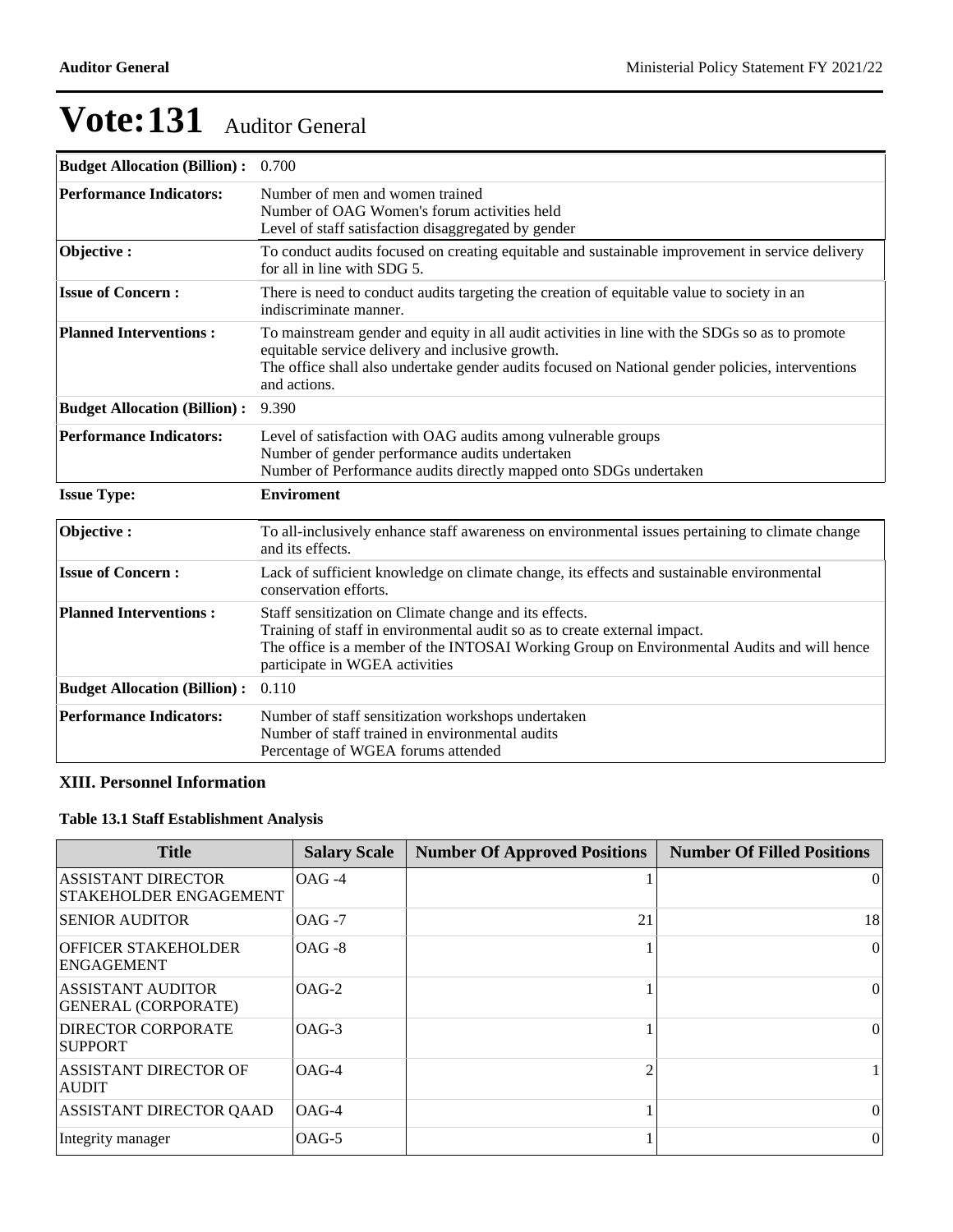# Vote:131 Auditor General

| | |
|---|---|
| **Budget Allocation (Billion) :** | 0.700 |
| **Performance Indicators:** | Number of men and women trained<br>Number of OAG Women's forum activities held<br>Level of staff satisfaction disaggregated by gender |
| **Objective :** | To conduct audits focused on creating equitable and sustainable improvement in service delivery for all in line with SDG 5. |
| **Issue of Concern :** | There is need to conduct audits targeting the creation of equitable value to society in an indiscriminate manner. |
| **Planned Interventions :** | To mainstream gender and equity in all audit activities in line with the SDGs so as to promote equitable service delivery and inclusive growth.<br>The office shall also undertake gender audits focused on National gender policies, interventions and actions. |
| **Budget Allocation (Billion) :** | 9.390 |
| **Performance Indicators:** | Level of satisfaction with OAG audits among vulnerable groups<br>Number of gender performance audits undertaken<br>Number of Performance audits directly mapped onto SDGs undertaken |

**Issue Type:** **Enviroment**

| | |
|---|---|
| **Objective :** | To all-inclusively enhance staff awareness on environmental issues pertaining to climate change and its effects. |
| **Issue of Concern :** | Lack of sufficient knowledge on climate change, its effects and sustainable environmental conservation efforts. |
| **Planned Interventions :** | Staff sensitization on Climate change and its effects.<br>Training of staff in environmental audit so as to create external impact.<br>The office is a member of the INTOSAI Working Group on Environmental Audits and will hence participate in WGEA activities |
| **Budget Allocation (Billion) :** | 0.110 |
| **Performance Indicators:** | Number of staff sensitization workshops undertaken<br>Number of staff trained in environmental audits<br>Percentage of WGEA forums attended |

### XIII. Personnel Information

**Table 13.1 Staff Establishment Analysis**

| Title | Salary Scale | Number Of Approved Positions | Number Of Filled Positions |
|---|---|---|---|
| ASSISTANT DIRECTOR STAKEHOLDER ENGAGEMENT | OAG -4 | 1 | 0 |
| SENIOR AUDITOR | OAG -7 | 21 | 18 |
| OFFICER STAKEHOLDER ENGAGEMENT | OAG -8 | 1 | 0 |
| ASSISTANT AUDITOR GENERAL (CORPORATE) | OAG-2 | 1 | 0 |
| DIRECTOR CORPORATE SUPPORT | OAG-3 | 1 | 0 |
| ASSISTANT DIRECTOR OF AUDIT | OAG-4 | 2 | 1 |
| ASSISTANT DIRECTOR QAAD | OAG-4 | 1 | 0 |
| Integrity manager | OAG-5 | 1 | 0 |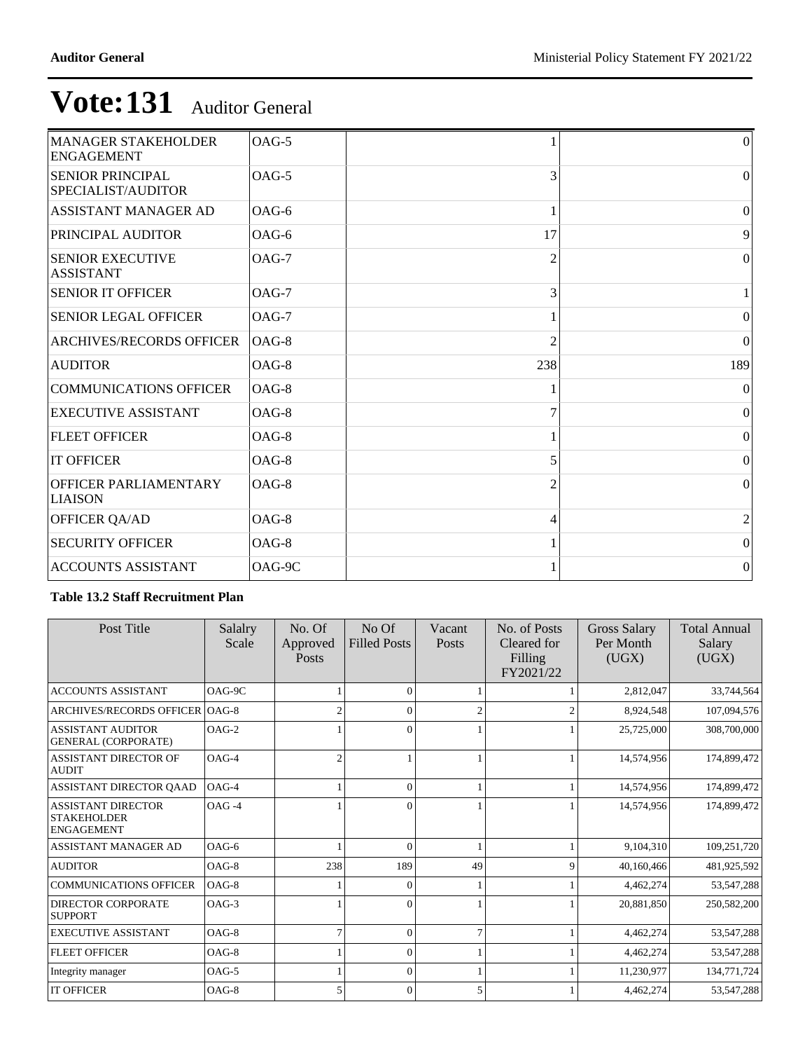# Vote:131 Auditor General

| | | | |
|---|---|---|---|
| MANAGER STAKEHOLDER ENGAGEMENT | OAG-5 | 1 | 0 |
| SENIOR PRINCIPAL SPECIALIST/AUDITOR | OAG-5 | 3 | 0 |
| ASSISTANT MANAGER AD | OAG-6 | 1 | 0 |
| PRINCIPAL AUDITOR | OAG-6 | 17 | 9 |
| SENIOR EXECUTIVE ASSISTANT | OAG-7 | 2 | 0 |
| SENIOR IT OFFICER | OAG-7 | 3 | 1 |
| SENIOR LEGAL OFFICER | OAG-7 | 1 | 0 |
| ARCHIVES/RECORDS OFFICER | OAG-8 | 2 | 0 |
| AUDITOR | OAG-8 | 238 | 189 |
| COMMUNICATIONS OFFICER | OAG-8 | 1 | 0 |
| EXECUTIVE ASSISTANT | OAG-8 | 7 | 0 |
| FLEET OFFICER | OAG-8 | 1 | 0 |
| IT OFFICER | OAG-8 | 5 | 0 |
| OFFICER PARLIAMENTARY LIAISON | OAG-8 | 2 | 0 |
| OFFICER QA/AD | OAG-8 | 4 | 2 |
| SECURITY OFFICER | OAG-8 | 1 | 0 |
| ACCOUNTS ASSISTANT | OAG-9C | 1 | 0 |

**Table 13.2 Staff Recruitment Plan**

| Post Title | Salalry Scale | No. Of Approved Posts | No Of Filled Posts | Vacant Posts | No. of Posts Cleared for Filling FY2021/22 | Gross Salary Per Month (UGX) | Total Annual Salary (UGX) |
|---|---|---|---|---|---|---|---|
| ACCOUNTS ASSISTANT | OAG-9C | 1 | 0 | 1 | 1 | 2,812,047 | 33,744,564 |
| ARCHIVES/RECORDS OFFICER | OAG-8 | 2 | 0 | 2 | 2 | 8,924,548 | 107,094,576 |
| ASSISTANT AUDITOR GENERAL (CORPORATE) | OAG-2 | 1 | 0 | 1 | 1 | 25,725,000 | 308,700,000 |
| ASSISTANT DIRECTOR OF AUDIT | OAG-4 | 2 | 1 | 1 | 1 | 14,574,956 | 174,899,472 |
| ASSISTANT DIRECTOR QAAD | OAG-4 | 1 | 0 | 1 | 1 | 14,574,956 | 174,899,472 |
| ASSISTANT DIRECTOR STAKEHOLDER ENGAGEMENT | OAG -4 | 1 | 0 | 1 | 1 | 14,574,956 | 174,899,472 |
| ASSISTANT MANAGER AD | OAG-6 | 1 | 0 | 1 | 1 | 9,104,310 | 109,251,720 |
| AUDITOR | OAG-8 | 238 | 189 | 49 | 9 | 40,160,466 | 481,925,592 |
| COMMUNICATIONS OFFICER | OAG-8 | 1 | 0 | 1 | 1 | 4,462,274 | 53,547,288 |
| DIRECTOR CORPORATE SUPPORT | OAG-3 | 1 | 0 | 1 | 1 | 20,881,850 | 250,582,200 |
| EXECUTIVE ASSISTANT | OAG-8 | 7 | 0 | 7 | 1 | 4,462,274 | 53,547,288 |
| FLEET OFFICER | OAG-8 | 1 | 0 | 1 | 1 | 4,462,274 | 53,547,288 |
| Integrity manager | OAG-5 | 1 | 0 | 1 | 1 | 11,230,977 | 134,771,724 |
| IT OFFICER | OAG-8 | 5 | 0 | 5 | 1 | 4,462,274 | 53,547,288 |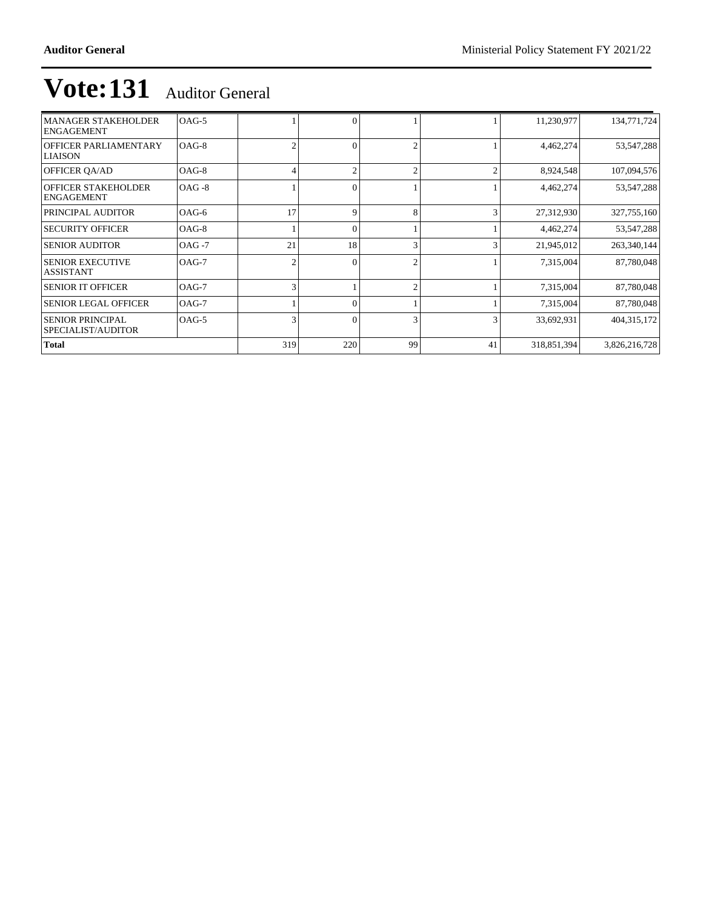# Vote:131 Auditor General

| | | | | | | | |
|---|---|---|---|---|---|---|---|
| MANAGER STAKEHOLDER ENGAGEMENT | OAG-5 | 1 | 0 | 1 | 1 | 11,230,977 | 134,771,724 |
| OFFICER PARLIAMENTARY LIAISON | OAG-8 | 2 | 0 | 2 | 1 | 4,462,274 | 53,547,288 |
| OFFICER QA/AD | OAG-8 | 4 | 2 | 2 | 2 | 8,924,548 | 107,094,576 |
| OFFICER STAKEHOLDER ENGAGEMENT | OAG -8 | 1 | 0 | 1 | 1 | 4,462,274 | 53,547,288 |
| PRINCIPAL AUDITOR | OAG-6 | 17 | 9 | 8 | 3 | 27,312,930 | 327,755,160 |
| SECURITY OFFICER | OAG-8 | 1 | 0 | 1 | 1 | 4,462,274 | 53,547,288 |
| SENIOR AUDITOR | OAG -7 | 21 | 18 | 3 | 3 | 21,945,012 | 263,340,144 |
| SENIOR EXECUTIVE ASSISTANT | OAG-7 | 2 | 0 | 2 | 1 | 7,315,004 | 87,780,048 |
| SENIOR IT OFFICER | OAG-7 | 3 | 1 | 2 | 1 | 7,315,004 | 87,780,048 |
| SENIOR LEGAL OFFICER | OAG-7 | 1 | 0 | 1 | 1 | 7,315,004 | 87,780,048 |
| SENIOR PRINCIPAL SPECIALIST/AUDITOR | OAG-5 | 3 | 0 | 3 | 3 | 33,692,931 | 404,315,172 |
| **Total** | | 319 | 220 | 99 | 41 | 318,851,394 | 3,826,216,728 |